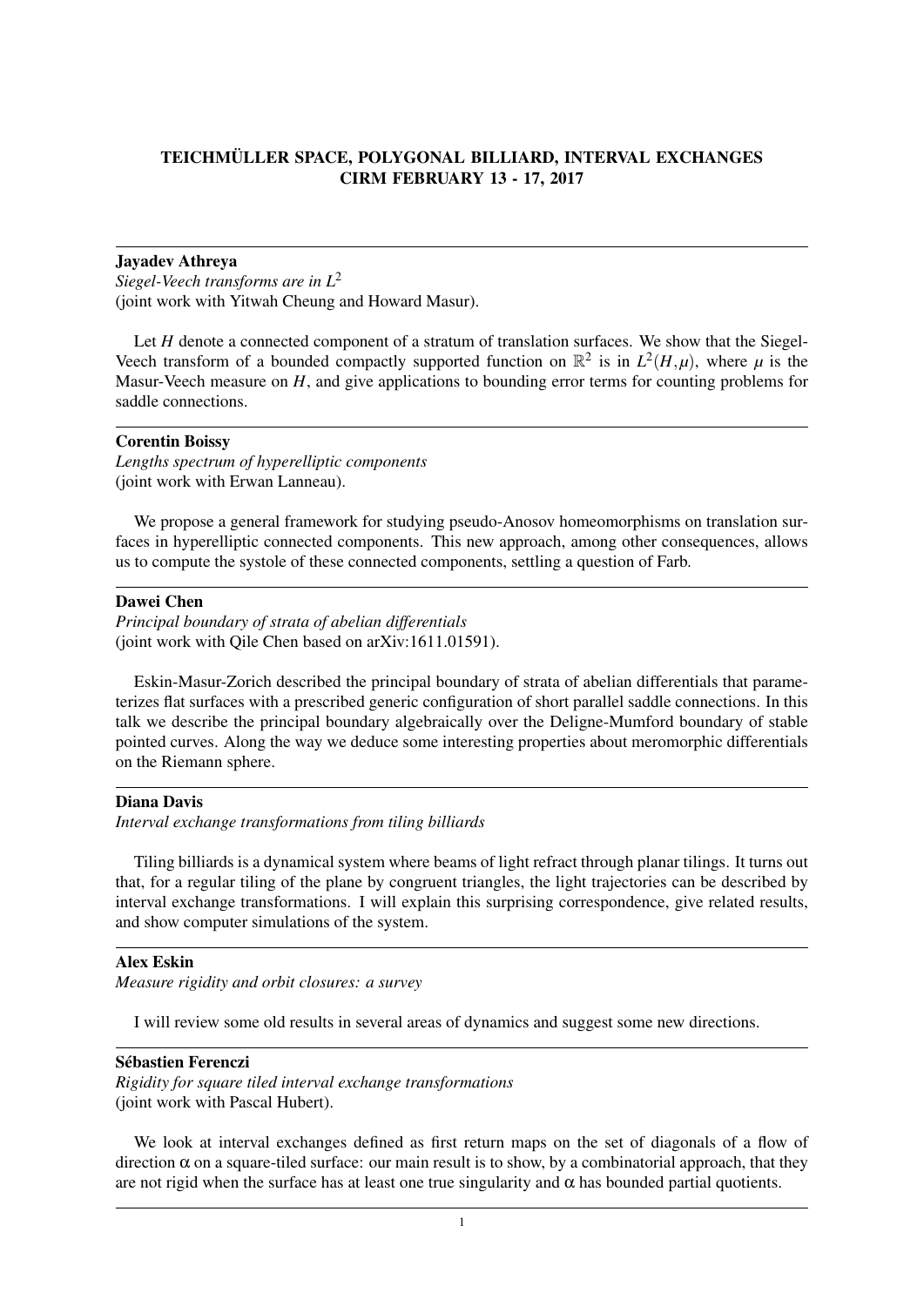# TEICHMÜLLER SPACE, POLYGONAL BILLIARD, INTERVAL EXCHANGES
# CIRM FEBRUARY 13 - 17, 2017

---

**Jayadev Athreya**
*Siegel-Veech transforms are in $L^2$*
(joint work with Yitwah Cheung and Howard Masur).

Let $H$ denote a connected component of a stratum of translation surfaces. We show that the Siegel-Veech transform of a bounded compactly supported function on $\mathbb{R}^2$ is in $L^2(H,\mu)$, where $\mu$ is the Masur-Veech measure on $H$, and give applications to bounding error terms for counting problems for saddle connections.

---

**Corentin Boissy**
*Lengths spectrum of hyperelliptic components*
(joint work with Erwan Lanneau).

We propose a general framework for studying pseudo-Anosov homeomorphisms on translation surfaces in hyperelliptic connected components. This new approach, among other consequences, allows us to compute the systole of these connected components, settling a question of Farb.

---

**Dawei Chen**
*Principal boundary of strata of abelian differentials*
(joint work with Qile Chen based on arXiv:1611.01591).

Eskin-Masur-Zorich described the principal boundary of strata of abelian differentials that parameterizes flat surfaces with a prescribed generic configuration of short parallel saddle connections. In this talk we describe the principal boundary algebraically over the Deligne-Mumford boundary of stable pointed curves. Along the way we deduce some interesting properties about meromorphic differentials on the Riemann sphere.

---

**Diana Davis**
*Interval exchange transformations from tiling billiards*

Tiling billiards is a dynamical system where beams of light refract through planar tilings. It turns out that, for a regular tiling of the plane by congruent triangles, the light trajectories can be described by interval exchange transformations. I will explain this surprising correspondence, give related results, and show computer simulations of the system.

---

**Alex Eskin**
*Measure rigidity and orbit closures: a survey*

I will review some old results in several areas of dynamics and suggest some new directions.

---

**Sébastien Ferenczi**
*Rigidity for square tiled interval exchange transformations*
(joint work with Pascal Hubert).

We look at interval exchanges defined as first return maps on the set of diagonals of a flow of direction $\alpha$ on a square-tiled surface: our main result is to show, by a combinatorial approach, that they are not rigid when the surface has at least one true singularity and $\alpha$ has bounded partial quotients.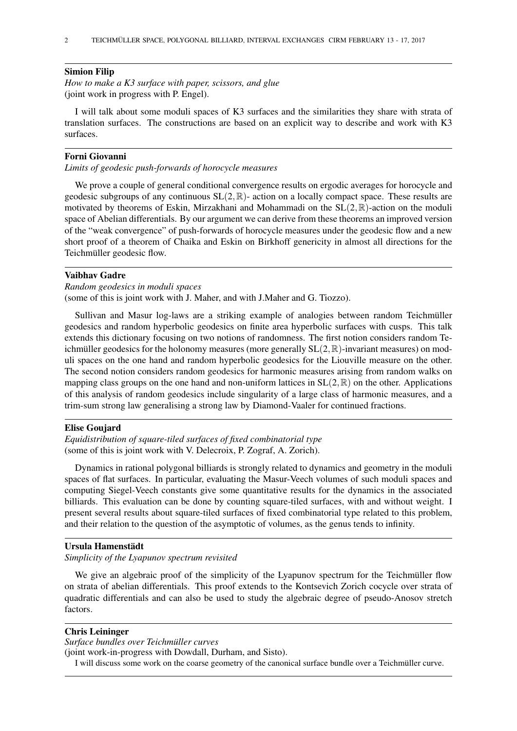## Simion Filip

*How to make a K3 surface with paper, scissors, and glue*
(joint work in progress with P. Engel).

I will talk about some moduli spaces of K3 surfaces and the similarities they share with strata of translation surfaces. The constructions are based on an explicit way to describe and work with K3 surfaces.

## Forni Giovanni

*Limits of geodesic push-forwards of horocycle measures*

We prove a couple of general conditional convergence results on ergodic averages for horocycle and geodesic subgroups of any continuous $SL(2,\mathbb{R})$- action on a locally compact space. These results are motivated by theorems of Eskin, Mirzakhani and Mohammadi on the $SL(2,\mathbb{R})$-action on the moduli space of Abelian differentials. By our argument we can derive from these theorems an improved version of the "weak convergence" of push-forwards of horocycle measures under the geodesic flow and a new short proof of a theorem of Chaika and Eskin on Birkhoff genericity in almost all directions for the Teichmüller geodesic flow.

## Vaibhav Gadre

*Random geodesics in moduli spaces*
(some of this is joint work with J. Maher, and with J.Maher and G. Tiozzo).

Sullivan and Masur log-laws are a striking example of analogies between random Teichmüller geodesics and random hyperbolic geodesics on finite area hyperbolic surfaces with cusps. This talk extends this dictionary focusing on two notions of randomness. The first notion considers random Teichmüller geodesics for the holonomy measures (more generally $SL(2,\mathbb{R})$-invariant measures) on moduli spaces on the one hand and random hyperbolic geodesics for the Liouville measure on the other. The second notion considers random geodesics for harmonic measures arising from random walks on mapping class groups on the one hand and non-uniform lattices in $SL(2,\mathbb{R})$ on the other. Applications of this analysis of random geodesics include singularity of a large class of harmonic measures, and a trim-sum strong law generalising a strong law by Diamond-Vaaler for continued fractions.

## Elise Goujard

*Equidistribution of square-tiled surfaces of fixed combinatorial type*
(some of this is joint work with V. Delecroix, P. Zograf, A. Zorich).

Dynamics in rational polygonal billiards is strongly related to dynamics and geometry in the moduli spaces of flat surfaces. In particular, evaluating the Masur-Veech volumes of such moduli spaces and computing Siegel-Veech constants give some quantitative results for the dynamics in the associated billiards. This evaluation can be done by counting square-tiled surfaces, with and without weight. I present several results about square-tiled surfaces of fixed combinatorial type related to this problem, and their relation to the question of the asymptotic of volumes, as the genus tends to infinity.

## Ursula Hamenstädt

*Simplicity of the Lyapunov spectrum revisited*

We give an algebraic proof of the simplicity of the Lyapunov spectrum for the Teichmüller flow on strata of abelian differentials. This proof extends to the Kontsevich Zorich cocycle over strata of quadratic differentials and can also be used to study the algebraic degree of pseudo-Anosov stretch factors.

## Chris Leininger

*Surface bundles over Teichmüller curves*
(joint work-in-progress with Dowdall, Durham, and Sisto).

I will discuss some work on the coarse geometry of the canonical surface bundle over a Teichmüller curve.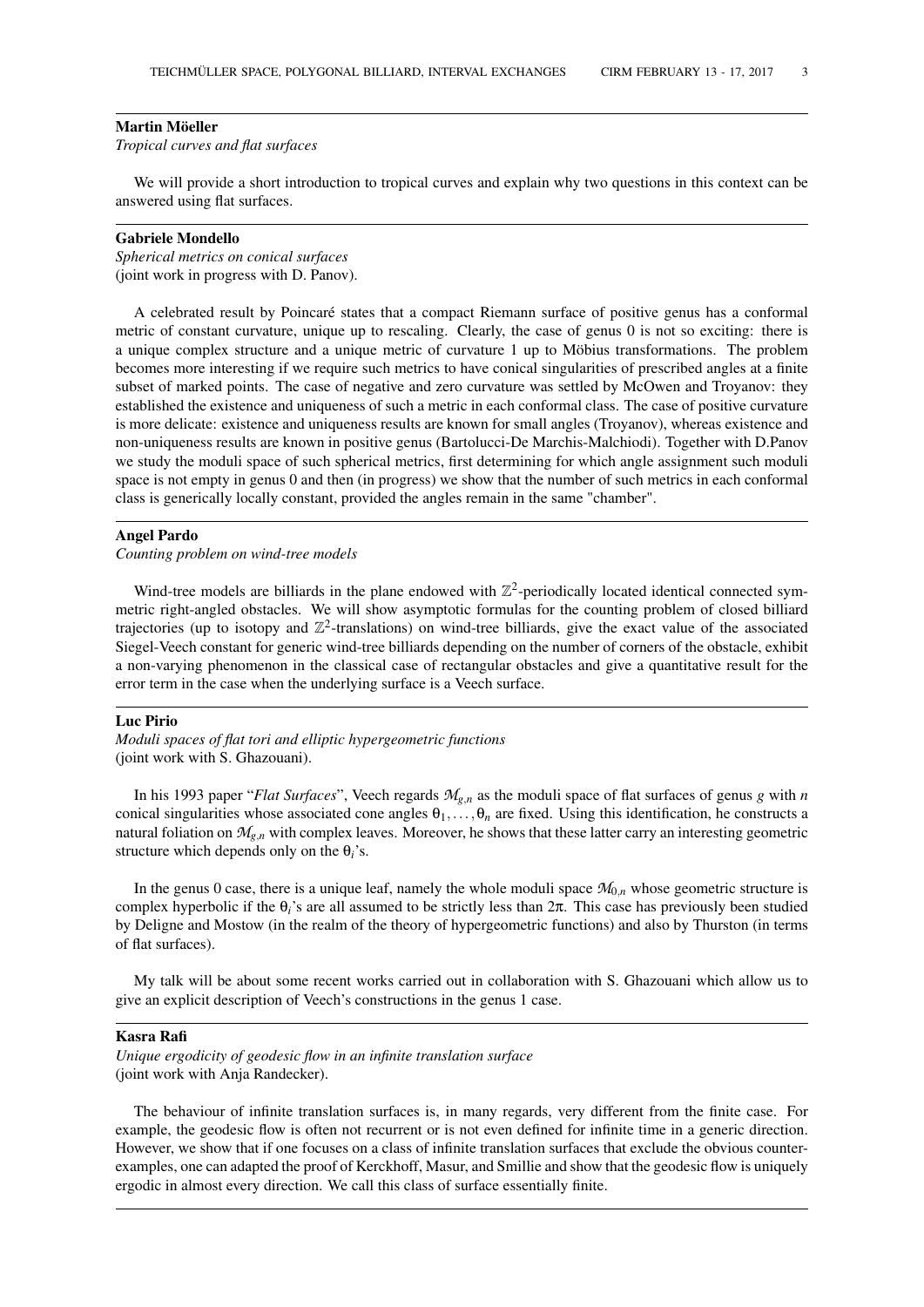**Martin Möeller**

*Tropical curves and flat surfaces*

We will provide a short introduction to tropical curves and explain why two questions in this context can be answered using flat surfaces.

---

**Gabriele Mondello**

*Spherical metrics on conical surfaces*
(joint work in progress with D. Panov).

A celebrated result by Poincaré states that a compact Riemann surface of positive genus has a conformal metric of constant curvature, unique up to rescaling. Clearly, the case of genus 0 is not so exciting: there is a unique complex structure and a unique metric of curvature 1 up to Möbius transformations. The problem becomes more interesting if we require such metrics to have conical singularities of prescribed angles at a finite subset of marked points. The case of negative and zero curvature was settled by McOwen and Troyanov: they established the existence and uniqueness of such a metric in each conformal class. The case of positive curvature is more delicate: existence and uniqueness results are known for small angles (Troyanov), whereas existence and non-uniqueness results are known in positive genus (Bartolucci-De Marchis-Malchiodi). Together with D.Panov we study the moduli space of such spherical metrics, first determining for which angle assignment such moduli space is not empty in genus 0 and then (in progress) we show that the number of such metrics in each conformal class is generically locally constant, provided the angles remain in the same "chamber".

---

**Angel Pardo**

*Counting problem on wind-tree models*

Wind-tree models are billiards in the plane endowed with $\mathbb{Z}^2$-periodically located identical connected symmetric right-angled obstacles. We will show asymptotic formulas for the counting problem of closed billiard trajectories (up to isotopy and $\mathbb{Z}^2$-translations) on wind-tree billiards, give the exact value of the associated Siegel-Veech constant for generic wind-tree billiards depending on the number of corners of the obstacle, exhibit a non-varying phenomenon in the classical case of rectangular obstacles and give a quantitative result for the error term in the case when the underlying surface is a Veech surface.

---

**Luc Pirio**

*Moduli spaces of flat tori and elliptic hypergeometric functions*
(joint work with S. Ghazouani).

In his 1993 paper "*Flat Surfaces*", Veech regards $\mathcal{M}_{g,n}$ as the moduli space of flat surfaces of genus $g$ with $n$ conical singularities whose associated cone angles $\theta_1, \ldots, \theta_n$ are fixed. Using this identification, he constructs a natural foliation on $\mathcal{M}_{g,n}$ with complex leaves. Moreover, he shows that these latter carry an interesting geometric structure which depends only on the $\theta_i$'s.

In the genus 0 case, there is a unique leaf, namely the whole moduli space $\mathcal{M}_{0,n}$ whose geometric structure is complex hyperbolic if the $\theta_i$'s are all assumed to be strictly less than $2\pi$. This case has previously been studied by Deligne and Mostow (in the realm of the theory of hypergeometric functions) and also by Thurston (in terms of flat surfaces).

My talk will be about some recent works carried out in collaboration with S. Ghazouani which allow us to give an explicit description of Veech's constructions in the genus 1 case.

---

**Kasra Rafi**

*Unique ergodicity of geodesic flow in an infinite translation surface*
(joint work with Anja Randecker).

The behaviour of infinite translation surfaces is, in many regards, very different from the finite case. For example, the geodesic flow is often not recurrent or is not even defined for infinite time in a generic direction. However, we show that if one focuses on a class of infinite translation surfaces that exclude the obvious counterexamples, one can adapted the proof of Kerckhoff, Masur, and Smillie and show that the geodesic flow is uniquely ergodic in almost every direction. We call this class of surface essentially finite.

---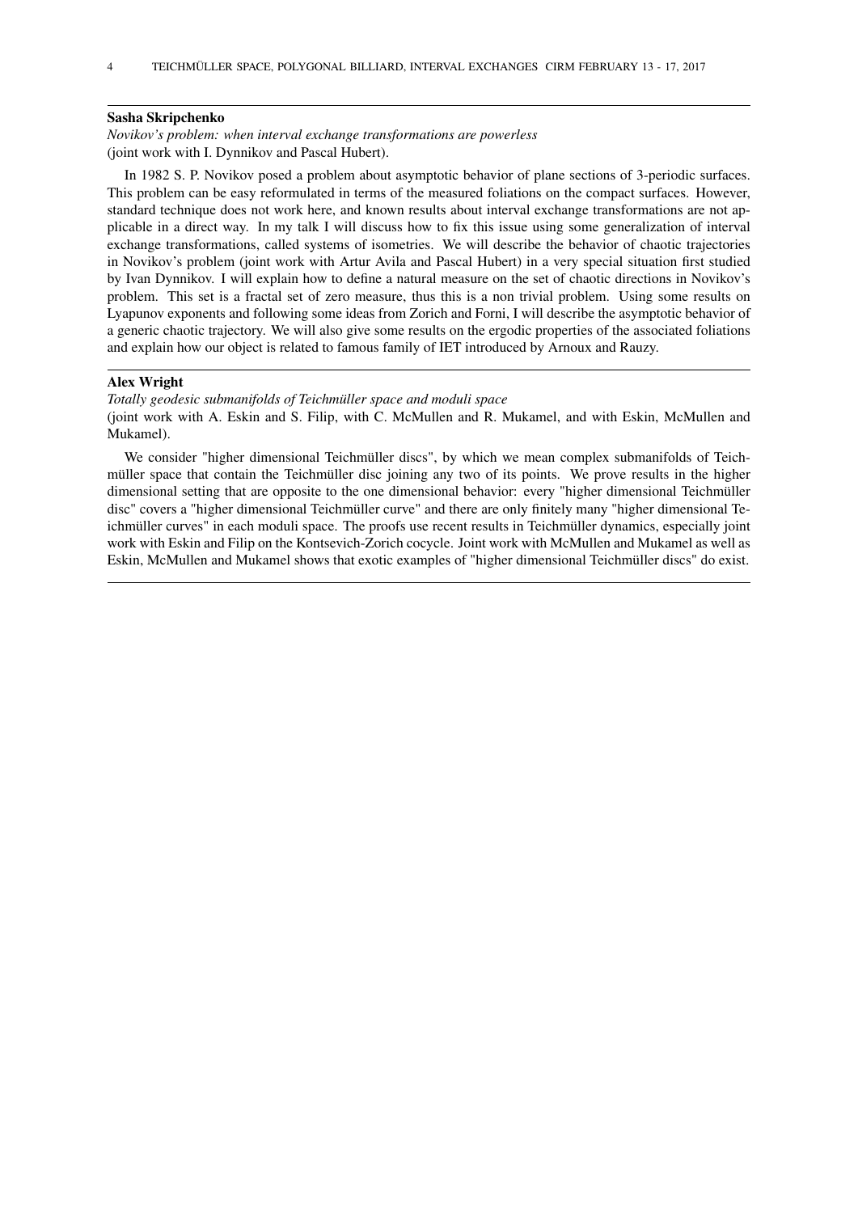**Sasha Skripchenko**

*Novikov's problem: when interval exchange transformations are powerless*
(joint work with I. Dynnikov and Pascal Hubert).

In 1982 S. P. Novikov posed a problem about asymptotic behavior of plane sections of 3-periodic surfaces. This problem can be easy reformulated in terms of the measured foliations on the compact surfaces. However, standard technique does not work here, and known results about interval exchange transformations are not applicable in a direct way. In my talk I will discuss how to fix this issue using some generalization of interval exchange transformations, called systems of isometries. We will describe the behavior of chaotic trajectories in Novikov's problem (joint work with Artur Avila and Pascal Hubert) in a very special situation first studied by Ivan Dynnikov. I will explain how to define a natural measure on the set of chaotic directions in Novikov's problem. This set is a fractal set of zero measure, thus this is a non trivial problem. Using some results on Lyapunov exponents and following some ideas from Zorich and Forni, I will describe the asymptotic behavior of a generic chaotic trajectory. We will also give some results on the ergodic properties of the associated foliations and explain how our object is related to famous family of IET introduced by Arnoux and Rauzy.

**Alex Wright**

*Totally geodesic submanifolds of Teichmüller space and moduli space*
(joint work with A. Eskin and S. Filip, with C. McMullen and R. Mukamel, and with Eskin, McMullen and Mukamel).

We consider "higher dimensional Teichmüller discs", by which we mean complex submanifolds of Teichmüller space that contain the Teichmüller disc joining any two of its points. We prove results in the higher dimensional setting that are opposite to the one dimensional behavior: every "higher dimensional Teichmüller disc" covers a "higher dimensional Teichmüller curve" and there are only finitely many "higher dimensional Teichmüller curves" in each moduli space. The proofs use recent results in Teichmüller dynamics, especially joint work with Eskin and Filip on the Kontsevich-Zorich cocycle. Joint work with McMullen and Mukamel as well as Eskin, McMullen and Mukamel shows that exotic examples of "higher dimensional Teichmüller discs" do exist.